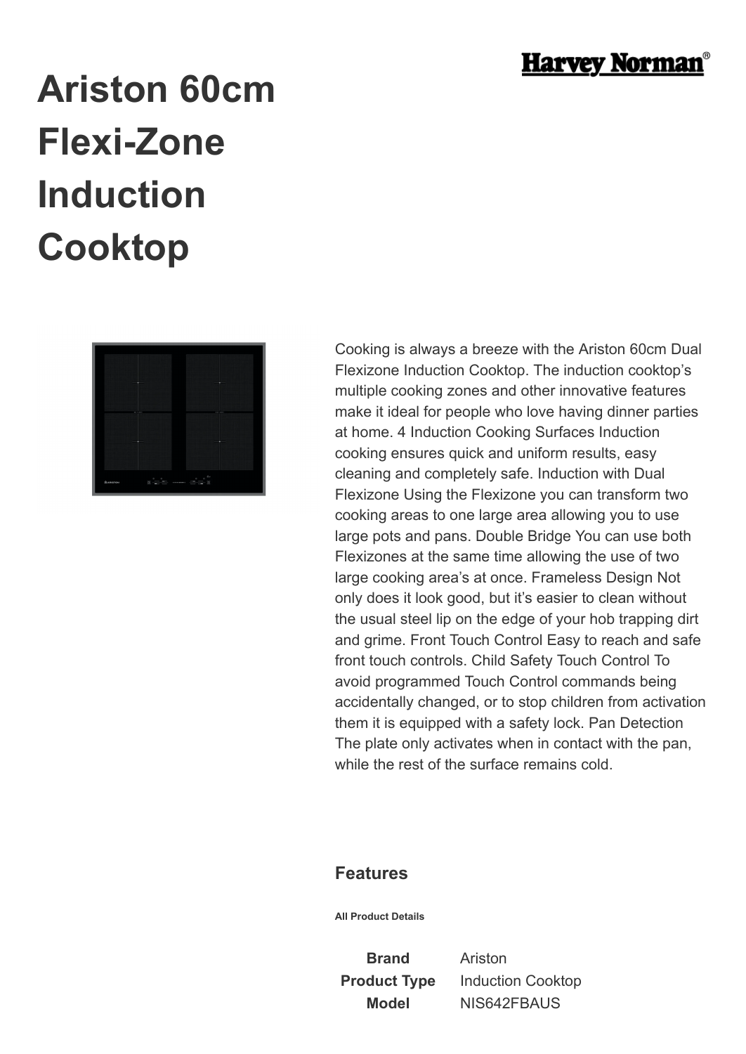Harvey Norman

# Ariston 60cm Flexi-Zone Induction Cooktop

Cooking is always a breeze with the Ariston 60cm Dual Flexizone Induction Cooktop. The induction cooktop's multiple cooking zones and other innovative features make it ideal for people who love having dinner parties at home. 4 Induction Cooking Surfaces Induction cooking ensures quick and uniform results, easy cleaning and completely safe. Induction with Dual Flexizone Using the Flexizone you can transform two cooking areas to one large area allowing you to use large pots and pans. Double Bridge You can use both Flexizones at the same time allowing the use of two large cooking area's at once. Frameless Design Not only does it look good, but it's easier to clean without the usual steel lip on the edge of your hob trapping dirt and grime. Front Touch Control Easy to reach and safe front touch controls. Child Safety Touch Control To avoid programmed Touch Control commands being accidentally changed, or to stop children from activation them it is equipped with a safety lock. Pan Detection The plate only activates when in contact with the pan, while the rest of the surface remains cold.

## Features

**All Product Details**

| | |
|---|---|
| **Brand** | Ariston |
| **Product Type** | Induction Cooktop |
| **Model** | NIS642FBAUS |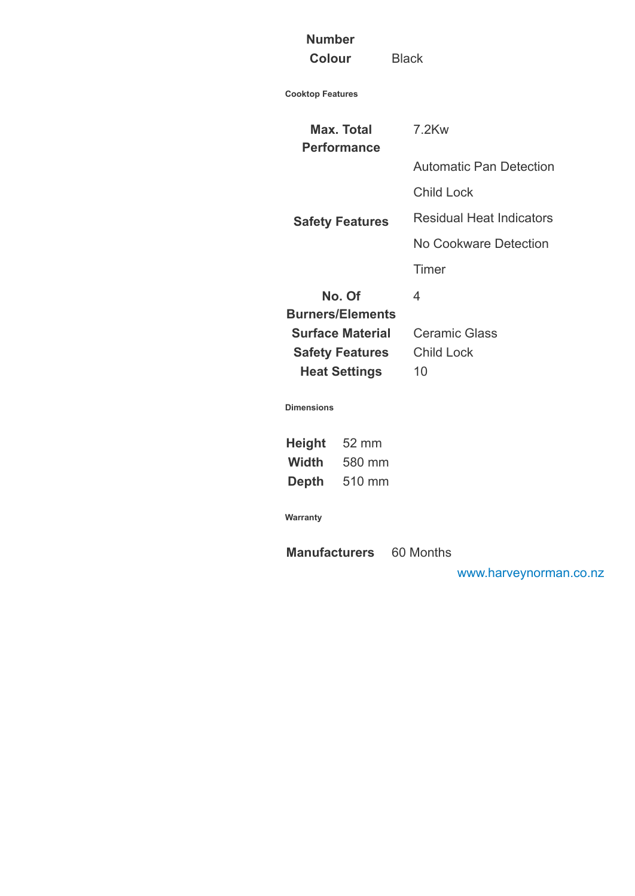| | |
|---|---|
| **Number** | |
| **Colour** | Black |

#### Cooktop Features

| | |
|---|---|
| **Max. Total Performance** | 7.2Kw |
| **Safety Features** | Automatic Pan Detection<br>Child Lock<br>Residual Heat Indicators<br>No Cookware Detection<br>Timer |
| **No. Of Burners/Elements** | 4 |
| **Surface Material** | Ceramic Glass |
| **Safety Features** | Child Lock |
| **Heat Settings** | 10 |

#### Dimensions

| | |
|---|---|
| **Height** | 52 mm |
| **Width** | 580 mm |
| **Depth** | 510 mm |

#### Warranty

| | |
|---|---|
| **Manufacturers** | 60 Months |

www.harveynorman.co.nz